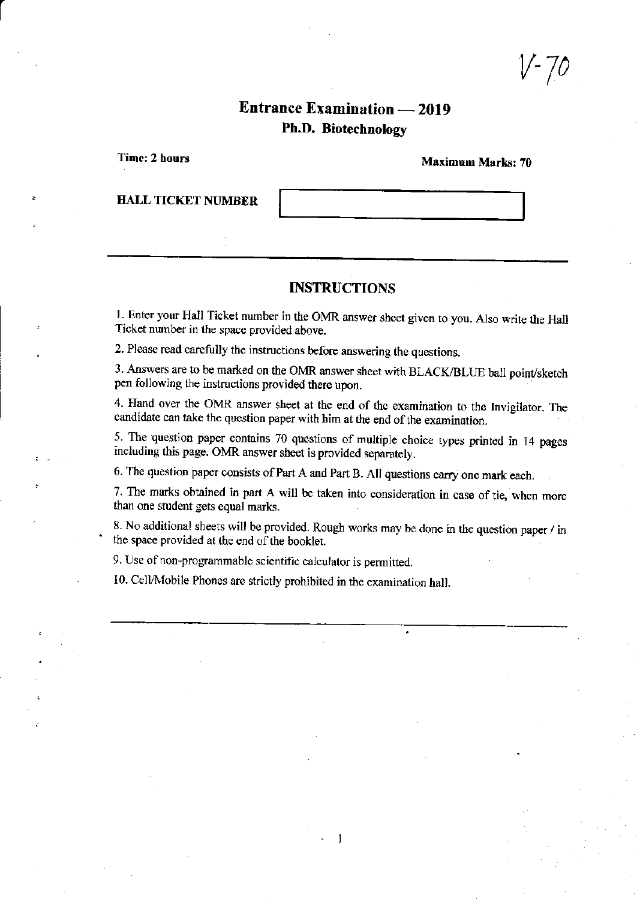V-70

# Entrance Examination — 2019

## Ph.D. Biotechnology

**Time: 2 hours** **Maximum Marks: 70**

**HALL TICKET NUMBER** [ ]

---

## INSTRUCTIONS

1. Enter your Hall Ticket number in the OMR answer sheet given to you. Also write the Hall Ticket number in the space provided above.

2. Please read carefully the instructions before answering the questions.

3. Answers are to be marked on the OMR answer sheet with BLACK/BLUE ball point/sketch pen following the instructions provided there upon.

4. Hand over the OMR answer sheet at the end of the examination to the Invigilator. The candidate can take the question paper with him at the end of the examination.

5. The question paper contains 70 questions of multiple choice types printed in 14 pages including this page. OMR answer sheet is provided separately.

6. The question paper consists of Part A and Part B. All questions carry one mark each.

7. The marks obtained in part A will be taken into consideration in case of tie, when more than one student gets equal marks.

8. No additional sheets will be provided. Rough works may be done in the question paper / in the space provided at the end of the booklet.

9. Use of non-programmable scientific calculator is permitted.

10. Cell/Mobile Phones are strictly prohibited in the examination hall.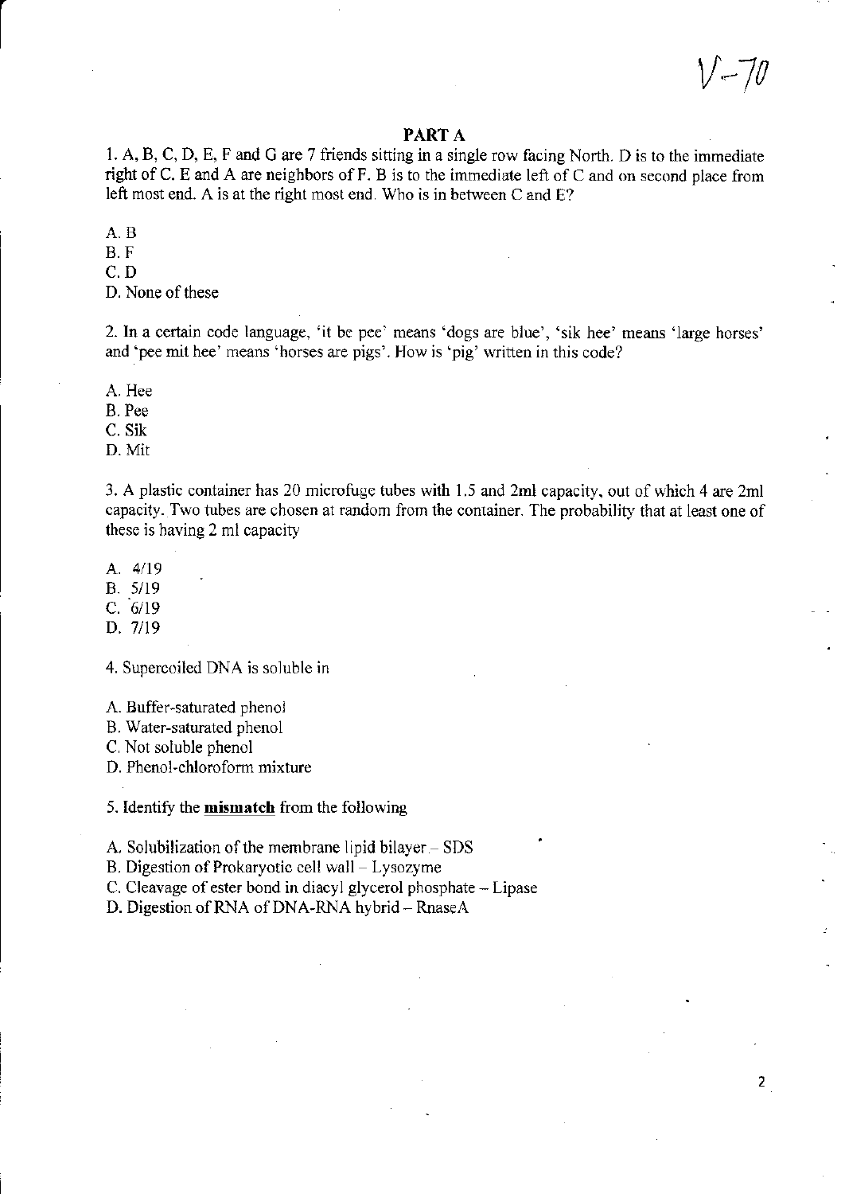V-70

## PART A

1. A, B, C, D, E, F and G are 7 friends sitting in a single row facing North. D is to the immediate right of C. E and A are neighbors of F. B is to the immediate left of C and on second place from left most end. A is at the right most end. Who is in between C and E?

A. B
B. F
C. D
D. None of these

2. In a certain code language, 'it be pee' means 'dogs are blue', 'sik hee' means 'large horses' and 'pee mit hee' means 'horses are pigs'. How is 'pig' written in this code?

A. Hee
B. Pee
C. Sik
D. Mit

3. A plastic container has 20 microfuge tubes with 1.5 and 2ml capacity, out of which 4 are 2ml capacity. Two tubes are chosen at random from the container. The probability that at least one of these is having 2 ml capacity

A. 4/19
B. 5/19
C. 6/19
D. 7/19

4. Supercoiled DNA is soluble in

A. Buffer-saturated phenol
B. Water-saturated phenol
C. Not soluble phenol
D. Phenol-chloroform mixture

5. Identify the **mismatch** from the following

A. Solubilization of the membrane lipid bilayer – SDS
B. Digestion of Prokaryotic cell wall – Lysozyme
C. Cleavage of ester bond in diacyl glycerol phosphate – Lipase
D. Digestion of RNA of DNA-RNA hybrid – RnaseA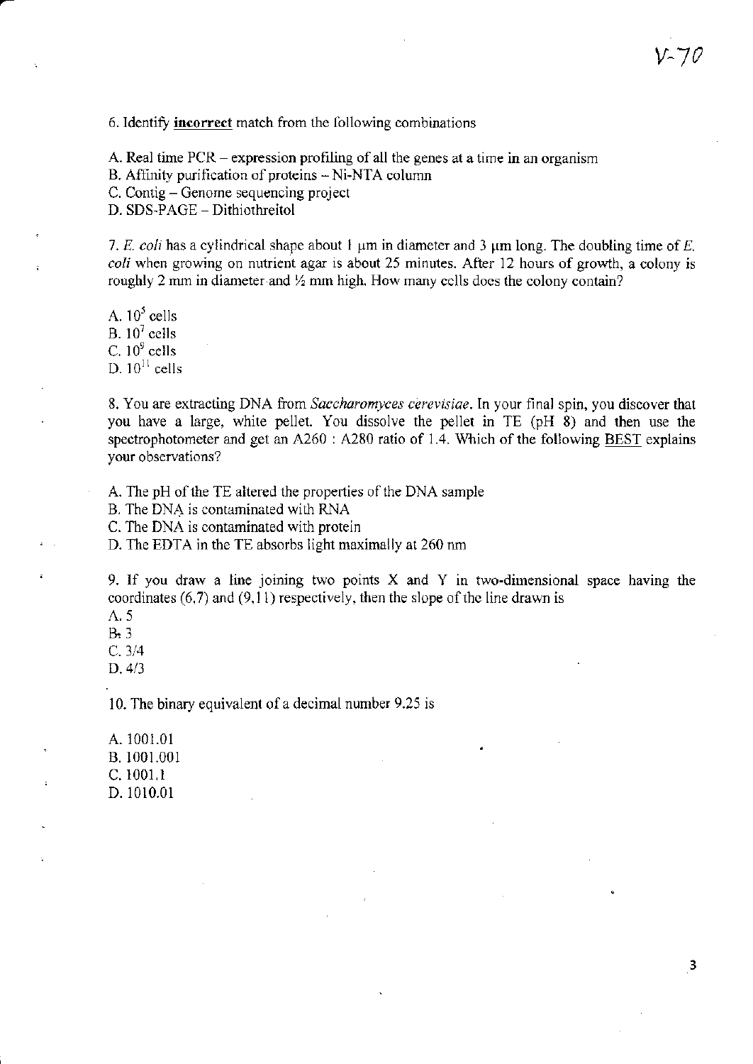6. Identify **incorrect** match from the following combinations

A. Real time PCR – expression profiling of all the genes at a time in an organism
B. Affinity purification of proteins – Ni-NTA column
C. Contig – Genome sequencing project
D. SDS-PAGE – Dithiothreitol

7. *E. coli* has a cylindrical shape about 1 μm in diameter and 3 μm long. The doubling time of *E. coli* when growing on nutrient agar is about 25 minutes. After 12 hours of growth, a colony is roughly 2 mm in diameter and ½ mm high. How many cells does the colony contain?

A. $10^5$ cells
B. $10^7$ cells
C. $10^9$ cells
D. $10^{11}$ cells

8. You are extracting DNA from *Saccharomyces cerevisiae*. In your final spin, you discover that you have a large, white pellet. You dissolve the pellet in TE (pH 8) and then use the spectrophotometer and get an A260 : A280 ratio of 1.4. Which of the following BEST explains your observations?

A. The pH of the TE altered the properties of the DNA sample
B. The DNA is contaminated with RNA
C. The DNA is contaminated with protein
D. The EDTA in the TE absorbs light maximally at 260 nm

9. If you draw a line joining two points X and Y in two-dimensional space having the coordinates (6,7) and (9,11) respectively, then the slope of the line drawn is

A. 5
B. 3
C. 3/4
D. 4/3

10. The binary equivalent of a decimal number 9.25 is

A. 1001.01
B. 1001.001
C. 1001.1
D. 1010.01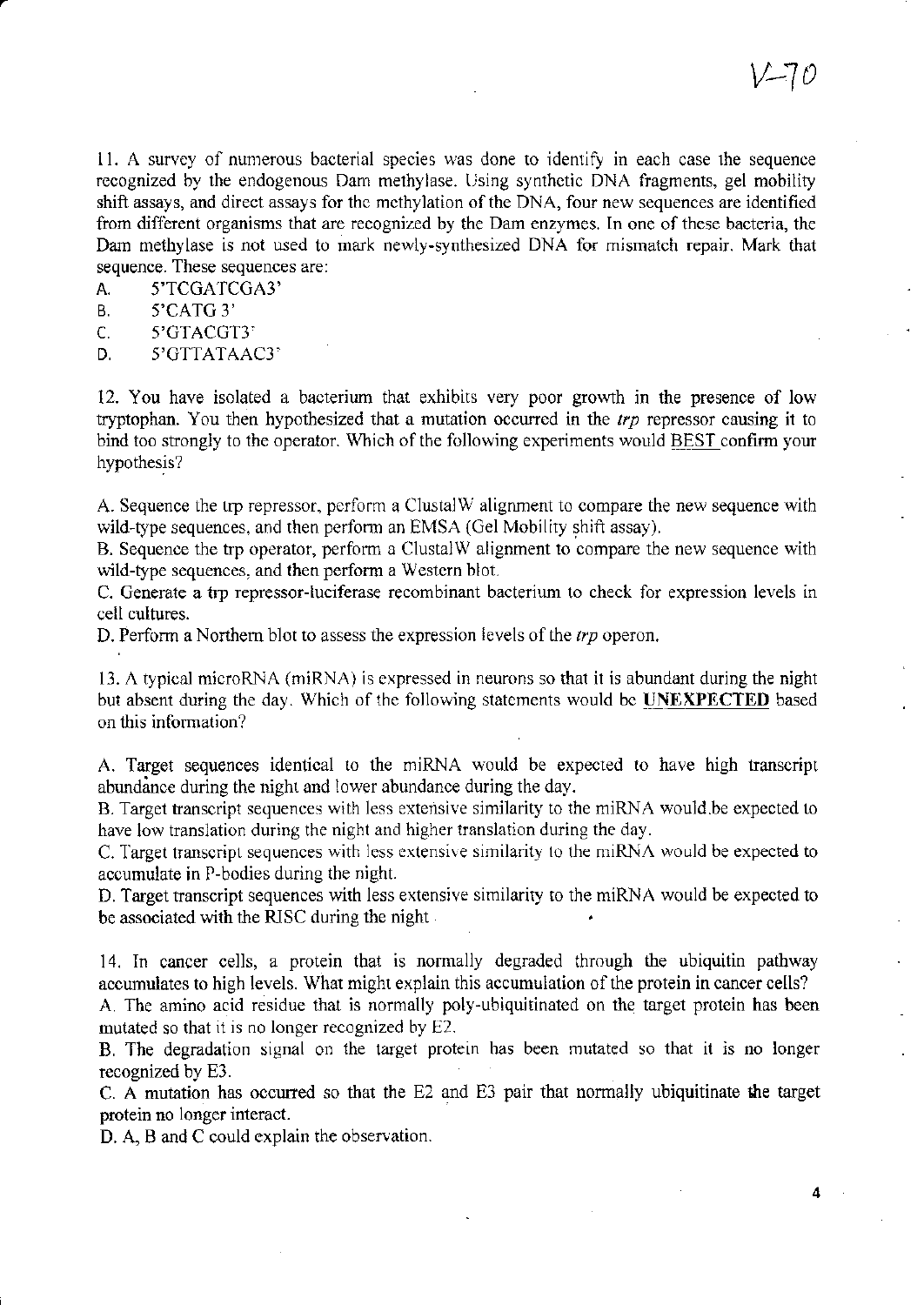11. A survey of numerous bacterial species was done to identify in each case the sequence recognized by the endogenous Dam methylase. Using synthetic DNA fragments, gel mobility shift assays, and direct assays for the methylation of the DNA, four new sequences are identified from different organisms that are recognized by the Dam enzymes. In one of these bacteria, the Dam methylase is not used to mark newly-synthesized DNA for mismatch repair. Mark that sequence. These sequences are:

A. 5'TCGATCGA3'
B. 5'CATG 3'
C. 5'GTACGT3'
D. 5'GTTATAAC3'

12. You have isolated a bacterium that exhibits very poor growth in the presence of low tryptophan. You then hypothesized that a mutation occurred in the *trp* repressor causing it to bind too strongly to the operator. Which of the following experiments would BEST confirm your hypothesis?

A. Sequence the trp repressor, perform a ClustalW alignment to compare the new sequence with wild-type sequences, and then perform an EMSA (Gel Mobility shift assay).
B. Sequence the trp operator, perform a ClustalW alignment to compare the new sequence with wild-type sequences, and then perform a Western blot.
C. Generate a trp repressor-luciferase recombinant bacterium to check for expression levels in cell cultures.
D. Perform a Northern blot to assess the expression levels of the *trp* operon.

13. A typical microRNA (miRNA) is expressed in neurons so that it is abundant during the night but absent during the day. Which of the following statements would be **UNEXPECTED** based on this information?

A. Target sequences identical to the miRNA would be expected to have high transcript abundance during the night and lower abundance during the day.
B. Target transcript sequences with less extensive similarity to the miRNA would be expected to have low translation during the night and higher translation during the day.
C. Target transcript sequences with less extensive similarity to the miRNA would be expected to accumulate in P-bodies during the night.
D. Target transcript sequences with less extensive similarity to the miRNA would be expected to be associated with the RISC during the night.

14. In cancer cells, a protein that is normally degraded through the ubiquitin pathway accumulates to high levels. What might explain this accumulation of the protein in cancer cells?

A. The amino acid residue that is normally poly-ubiquitinated on the target protein has been mutated so that it is no longer recognized by E2.
B. The degradation signal on the target protein has been mutated so that it is no longer recognized by E3.
C. A mutation has occurred so that the E2 and E3 pair that normally ubiquitinate the target protein no longer interact.
D. A, B and C could explain the observation.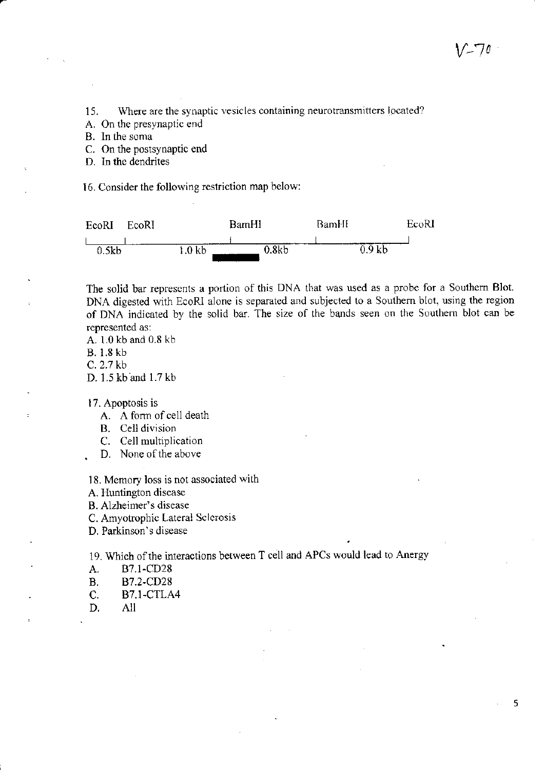V-70

15. Where are the synaptic vesicles containing neurotransmitters located?

A. On the presynaptic end
B. In the soma
C. On the postsynaptic end
D. In the dendrites

16. Consider the following restriction map below:

```
EcoRI   EcoRI              BamHI              BamHI              EcoRI
|_______|__________________|__________________|__________________|
  0.5kb        1.0 kb      ▬▬▬▬▬   0.8kb            0.9 kb
```

The solid bar represents a portion of this DNA that was used as a probe for a Southern Blot. DNA digested with EcoRI alone is separated and subjected to a Southern blot, using the region of DNA indicated by the solid bar. The size of the bands seen on the Southern blot can be represented as:

A. 1.0 kb and 0.8 kb
B. 1.8 kb
C. 2.7 kb
D. 1.5 kb and 1.7 kb

17. Apoptosis is

A. A form of cell death
B. Cell division
C. Cell multiplication
D. None of the above

18. Memory loss is not associated with

A. Huntington disease
B. Alzheimer's disease
C. Amyotrophic Lateral Sclerosis
D. Parkinson's disease

19. Which of the interactions between T cell and APCs would lead to Anergy

A. B7.1-CD28
B. B7.2-CD28
C. B7.1-CTLA4
D. All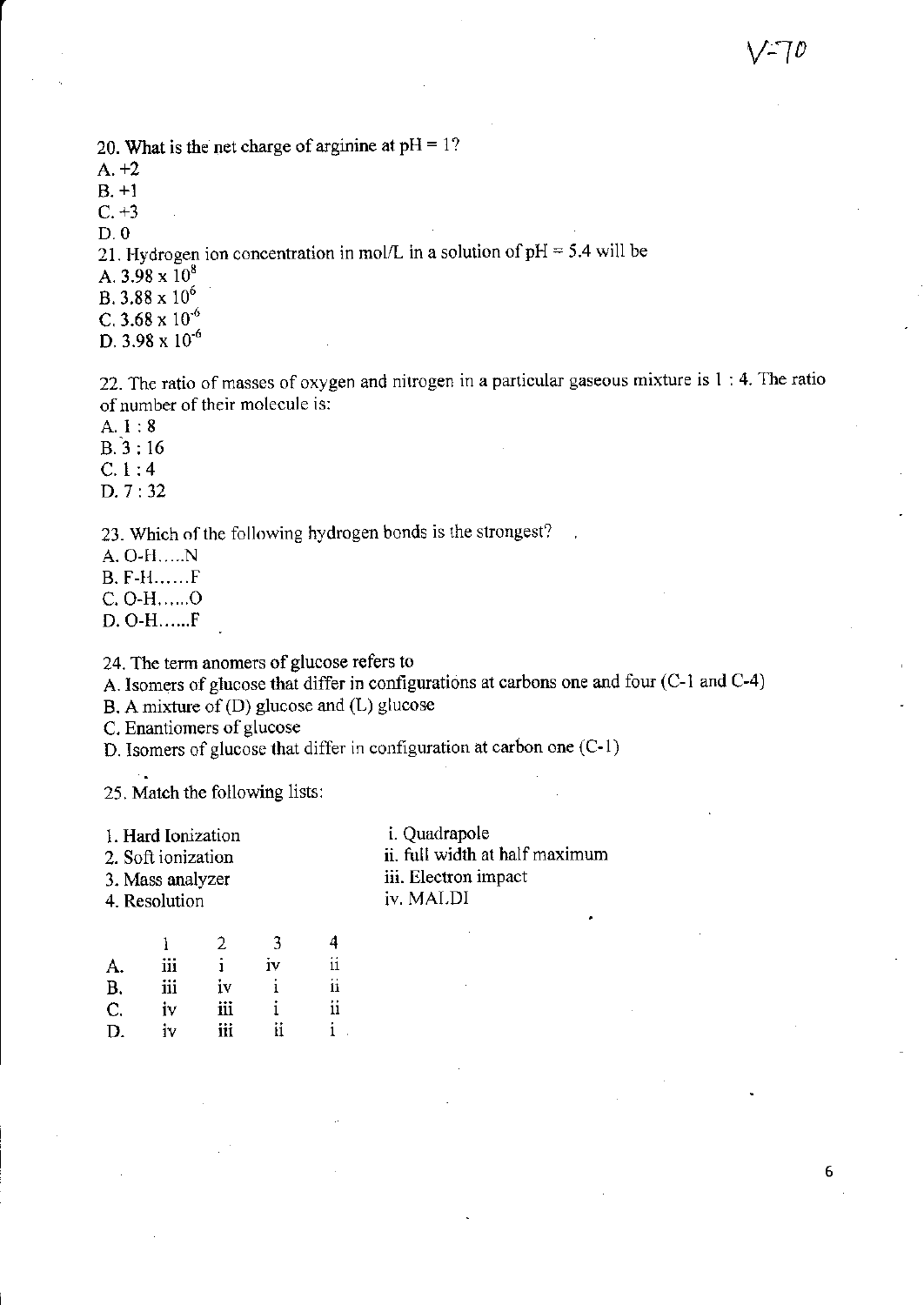V-70

20. What is the net charge of arginine at pH = 1?

A. +2
B. +1
C. +3
D. 0

21. Hydrogen ion concentration in mol/L in a solution of pH = 5.4 will be

A. $3.98 \times 10^{8}$
B. $3.88 \times 10^{6}$
C. $3.68 \times 10^{-6}$
D. $3.98 \times 10^{-6}$

22. The ratio of masses of oxygen and nitrogen in a particular gaseous mixture is 1 : 4. The ratio of number of their molecule is:

A. 1 : 8
B. 3 : 16
C. 1 : 4
D. 7 : 32

23. Which of the following hydrogen bonds is the strongest?

A. O-H.....N
B. F-H......F
C. O-H......O
D. O-H......F

24. The term anomers of glucose refers to

A. Isomers of glucose that differ in configurations at carbons one and four (C-1 and C-4)
B. A mixture of (D) glucose and (L) glucose
C. Enantiomers of glucose
D. Isomers of glucose that differ in configuration at carbon one (C-1)

25. Match the following lists:

| | |
|---|---|
| 1. Hard Ionization | i. Quadrapole |
| 2. Soft ionization | ii. full width at half maximum |
| 3. Mass analyzer | iii. Electron impact |
| 4. Resolution | iv. MALDI |

| | 1 | 2 | 3 | 4 |
|---|---|---|---|---|
| A. | iii | i | iv | ii |
| B. | iii | iv | i | ii |
| C. | iv | iii | i | ii |
| D. | iv | iii | ii | i |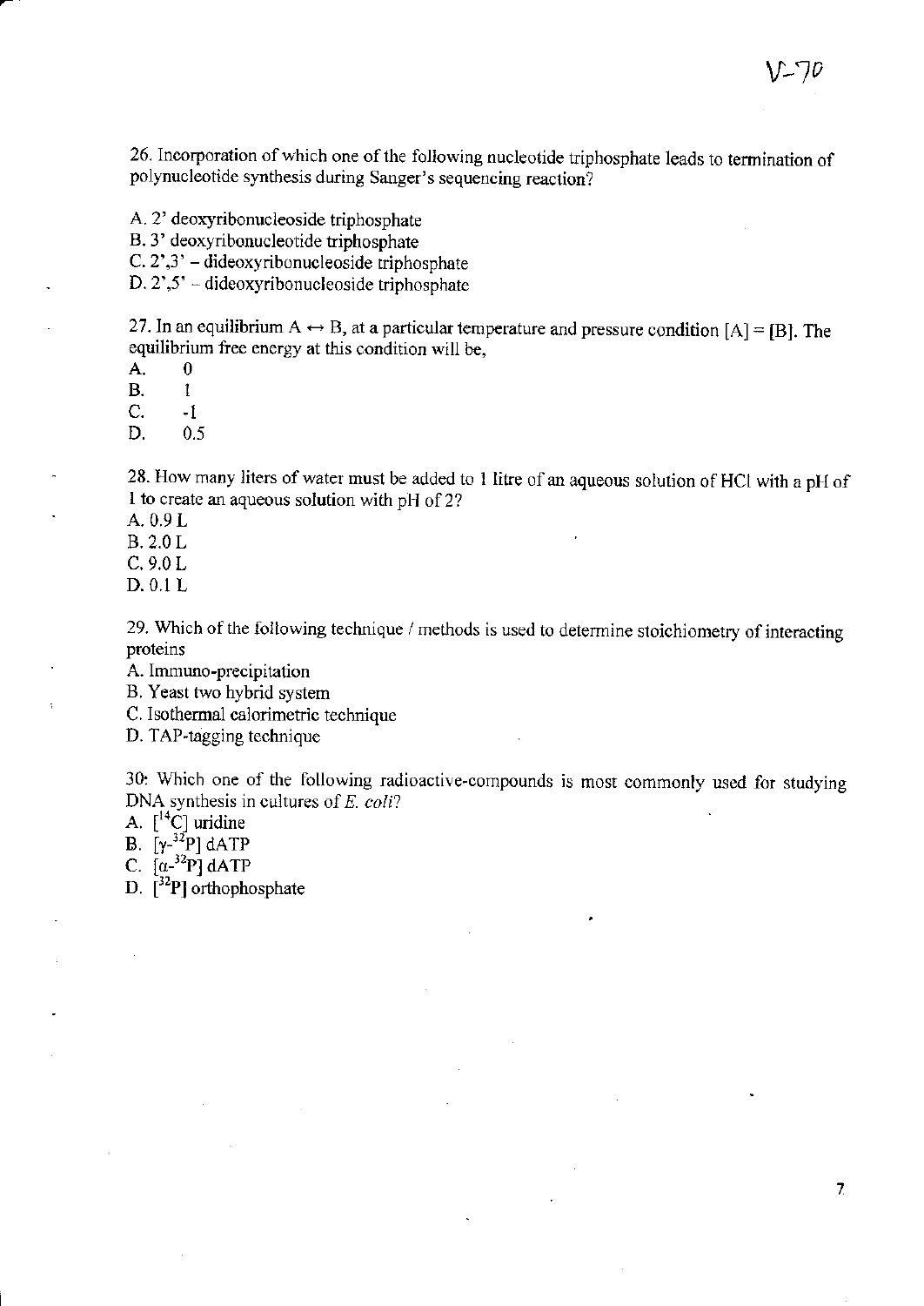V-70

26. Incorporation of which one of the following nucleotide triphosphate leads to termination of polynucleotide synthesis during Sanger's sequencing reaction?

A. 2' deoxyribonucleoside triphosphate
B. 3' deoxyribonucleotide triphosphate
C. 2',3' – dideoxyribonucleoside triphosphate
D. 2',5' – dideoxyribonucleoside triphosphate

27. In an equilibrium A ↔ B, at a particular temperature and pressure condition [A] = [B]. The equilibrium free energy at this condition will be,

A. 0
B. 1
C. -1
D. 0.5

28. How many liters of water must be added to 1 litre of an aqueous solution of HCl with a pH of 1 to create an aqueous solution with pH of 2?

A. 0.9 L
B. 2.0 L
C. 9.0 L
D. 0.1 L

29. Which of the following technique / methods is used to determine stoichiometry of interacting proteins

A. Immuno-precipitation
B. Yeast two hybrid system
C. Isothermal calorimetric technique
D. TAP-tagging technique

30. Which one of the following radioactive-compounds is most commonly used for studying DNA synthesis in cultures of *E. coli*?

A. [$^{14}$C] uridine
B. [$\gamma$-$^{32}$P] dATP
C. [$\alpha$-$^{32}$P] dATP
D. [$^{32}$P] orthophosphate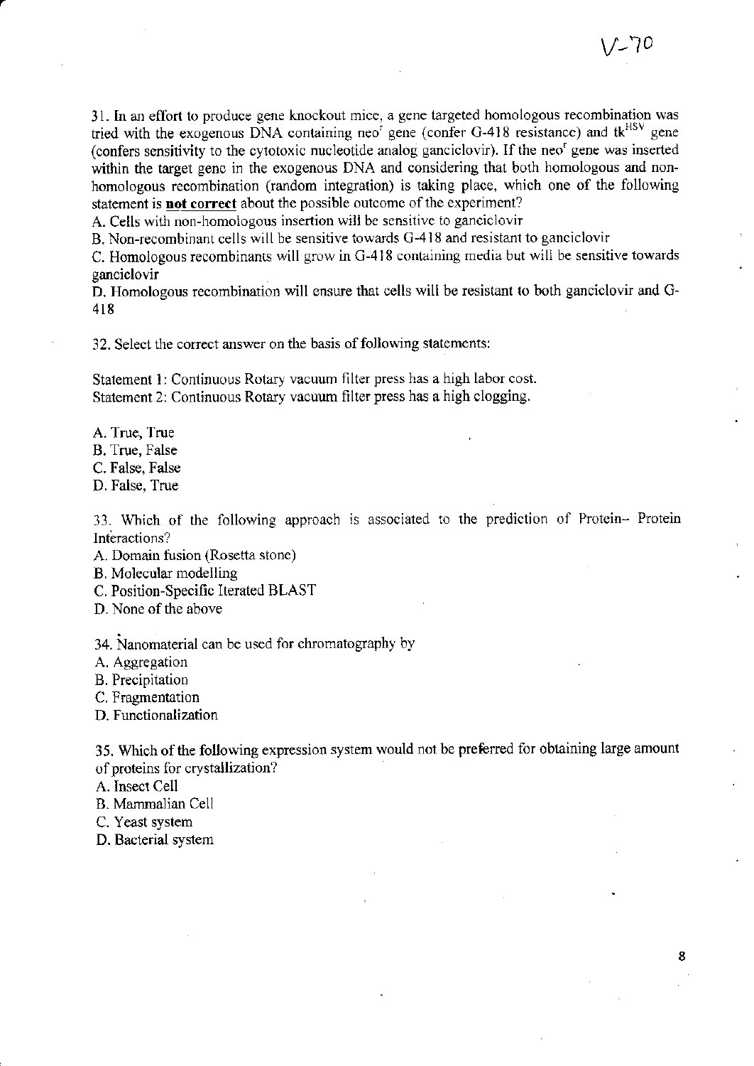31. In an effort to produce gene knockout mice, a gene targeted homologous recombination was tried with the exogenous DNA containing $neo^r$ gene (confer G-418 resistance) and $tk^{HSV}$ gene (confers sensitivity to the cytotoxic nucleotide analog ganciclovir). If the $neo^r$ gene was inserted within the target gene in the exogenous DNA and considering that both homologous and non-homologous recombination (random integration) is taking place, which one of the following statement is **not correct** about the possible outcome of the experiment?

A. Cells with non-homologous insertion will be sensitive to ganciclovir
B. Non-recombinant cells will be sensitive towards G-418 and resistant to ganciclovir
C. Homologous recombinants will grow in G-418 containing media but will be sensitive towards ganciclovir
D. Homologous recombination will ensure that cells will be resistant to both ganciclovir and G-418

32. Select the correct answer on the basis of following statements:

Statement 1: Continuous Rotary vacuum filter press has a high labor cost.
Statement 2: Continuous Rotary vacuum filter press has a high clogging.

A. True, True
B. True, False
C. False, False
D. False, True

33. Which of the following approach is associated to the prediction of Protein– Protein Interactions?
A. Domain fusion (Rosetta stone)
B. Molecular modelling
C. Position-Specific Iterated BLAST
D. None of the above

34. Nanomaterial can be used for chromatography by
A. Aggregation
B. Precipitation
C. Fragmentation
D. Functionalization

35. Which of the following expression system would not be preferred for obtaining large amount of proteins for crystallization?
A. Insect Cell
B. Mammalian Cell
C. Yeast system
D. Bacterial system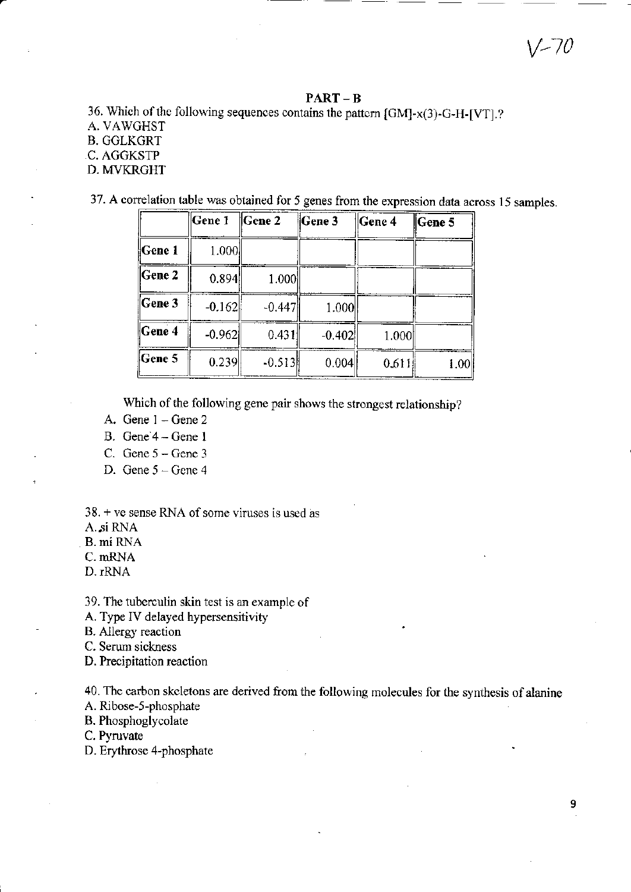V-70

## PART – B

36. Which of the following sequences contains the pattern [GM]-x(3)-G-H-[VT].?
A. VAWGHST
B. GGLKGRT
C. AGGKSTP
D. MVKRGHT

37. A correlation table was obtained for 5 genes from the expression data across 15 samples.

| | Gene 1 | Gene 2 | Gene 3 | Gene 4 | Gene 5 |
|---|---|---|---|---|---|
| Gene 1 | 1.000 | | | | |
| Gene 2 | 0.894 | 1.000 | | | |
| Gene 3 | -0.162 | -0.447 | 1.000 | | |
| Gene 4 | -0.962 | 0.431 | -0.402 | 1.000 | |
| Gene 5 | 0.239 | -0.513 | 0.004 | 0.611 | 1.00 |

Which of the following gene pair shows the strongest relationship?

A. Gene 1 – Gene 2
B. Gene 4 – Gene 1
C. Gene 5 – Gene 3
D. Gene 5 – Gene 4

38. + ve sense RNA of some viruses is used as
A. si RNA
B. mi RNA
C. mRNA
D. rRNA

39. The tuberculin skin test is an example of
A. Type IV delayed hypersensitivity
B. Allergy reaction
C. Serum sickness
D. Precipitation reaction

40. The carbon skeletons are derived from the following molecules for the synthesis of alanine
A. Ribose-5-phosphate
B. Phosphoglycolate
C. Pyruvate
D. Erythrose 4-phosphate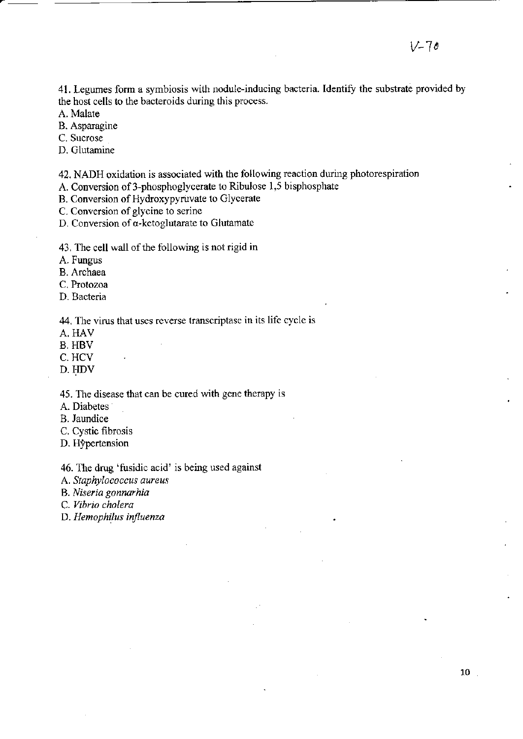V-70

41. Legumes form a symbiosis with nodule-inducing bacteria. Identify the substrate provided by the host cells to the bacteroids during this process.

A. Malate
B. Asparagine
C. Sucrose
D. Glutamine

42. NADH oxidation is associated with the following reaction during photorespiration

A. Conversion of 3-phosphoglycerate to Ribulose 1,5 bisphosphate
B. Conversion of Hydroxypyruvate to Glycerate
C. Conversion of glycine to serine
D. Conversion of α-ketoglutarate to Glutamate

43. The cell wall of the following is not rigid in

A. Fungus
B. Archaea
C. Protozoa
D. Bacteria

44. The virus that uses reverse transcriptase in its life cycle is

A. HAV
B. HBV
C. HCV
D. HDV

45. The disease that can be cured with gene therapy is

A. Diabetes
B. Jaundice
C. Cystic fibrosis
D. Hypertension

46. The drug 'fusidic acid' is being used against

A. *Staphylococcus aureus*
B. *Niseria gonnarhia*
C. *Vibrio cholera*
D. *Hemophilus influenza*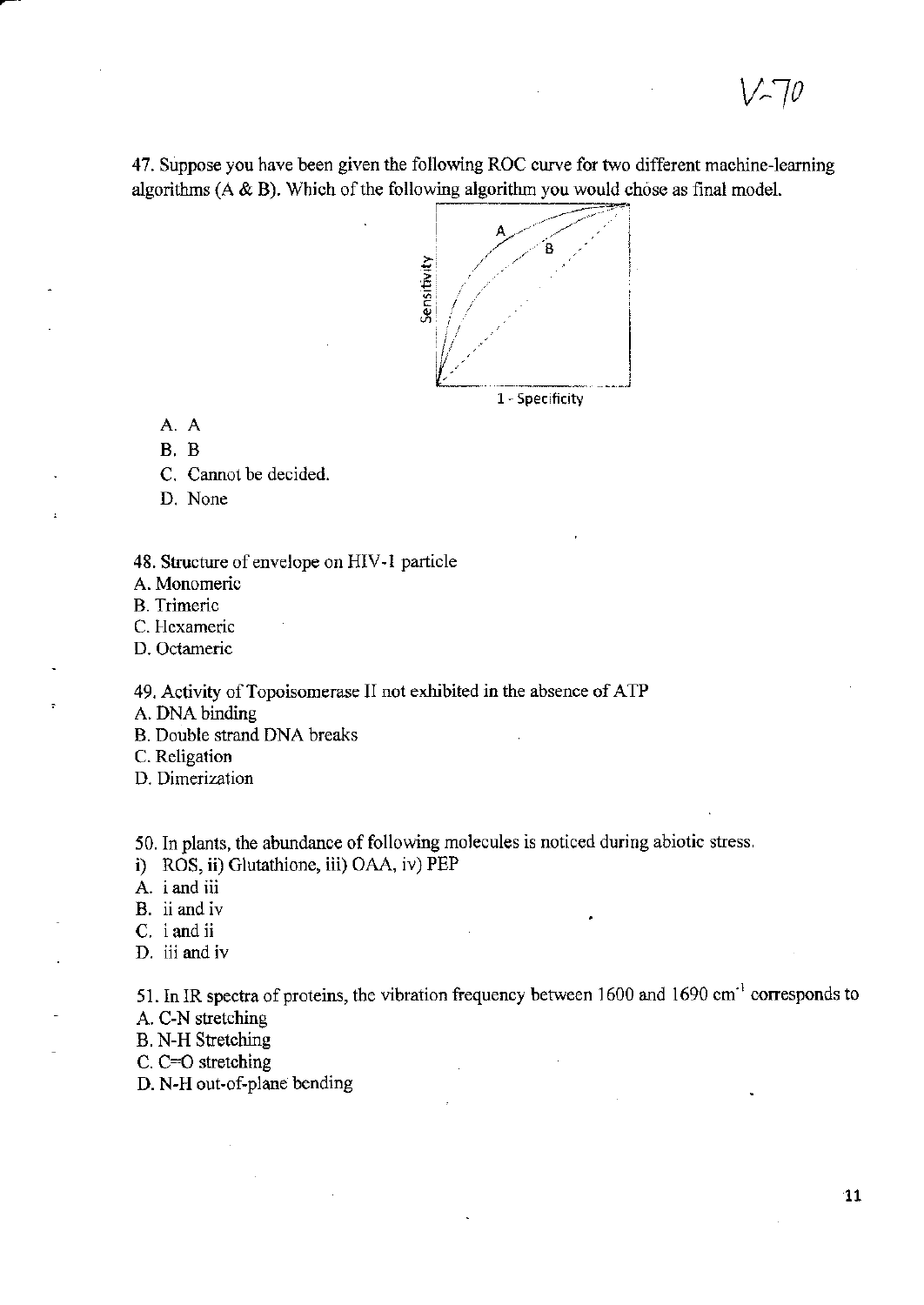V-70

47. Suppose you have been given the following ROC curve for two different machine-learning algorithms (A & B). Which of the following algorithm you would chose as final model.

A. A

B. B

C. Cannot be decided.

D. None

48. Structure of envelope on HIV-1 particle

A. Monomeric

B. Trimeric

C. Hexameric

D. Octameric

49. Activity of Topoisomerase II not exhibited in the absence of ATP

A. DNA binding

B. Double strand DNA breaks

C. Religation

D. Dimerization

50. In plants, the abundance of following molecules is noticed during abiotic stress.

i) ROS, ii) Glutathione, iii) OAA, iv) PEP

A. i and iii

B. ii and iv

C. i and ii

D. iii and iv

51. In IR spectra of proteins, the vibration frequency between 1600 and 1690 $cm^{-1}$ corresponds to

A. C-N stretching

B. N-H Stretching

C. C=O stretching

D. N-H out-of-plane bending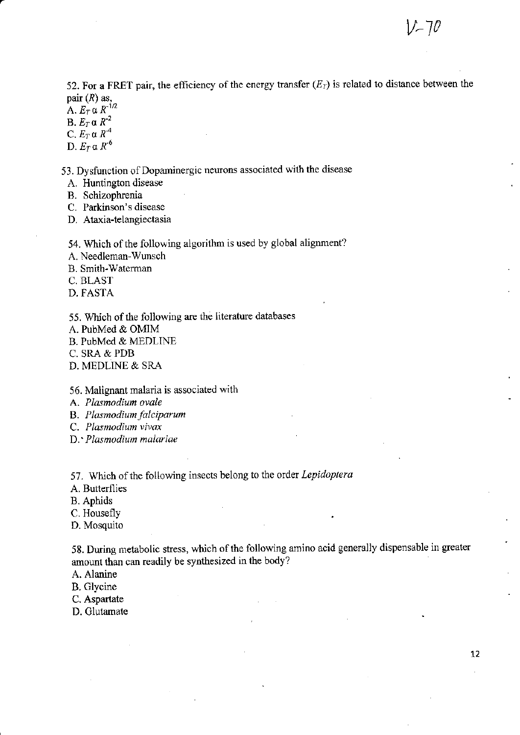52. For a FRET pair, the efficiency of the energy transfer ($E_T$) is related to distance between the pair ($R$) as,

A. $E_T \alpha R^{-1/2}$
B. $E_T \alpha R^{-2}$
C. $E_T \alpha R^{-4}$
D. $E_T \alpha R^{-6}$

53. Dysfunction of Dopaminergic neurons associated with the disease

A. Huntington disease
B. Schizophrenia
C. Parkinson's disease
D. Ataxia-telangiectasia

54. Which of the following algorithm is used by global alignment?

A. Needleman-Wunsch
B. Smith-Waterman
C. BLAST
D. FASTA

55. Which of the following are the literature databases

A. PubMed & OMIM
B. PubMed & MEDLINE
C. SRA & PDB
D. MEDLINE & SRA

56. Malignant malaria is associated with

A. *Plasmodium ovale*
B. *Plasmodium falciparum*
C. *Plasmodium vivax*
D. *Plasmodium malariae*

57. Which of the following insects belong to the order *Lepidoptera*

A. Butterflies
B. Aphids
C. Housefly
D. Mosquito

58. During metabolic stress, which of the following amino acid generally dispensable in greater amount than can readily be synthesized in the body?

A. Alanine
B. Glycine
C. Aspartate
D. Glutamate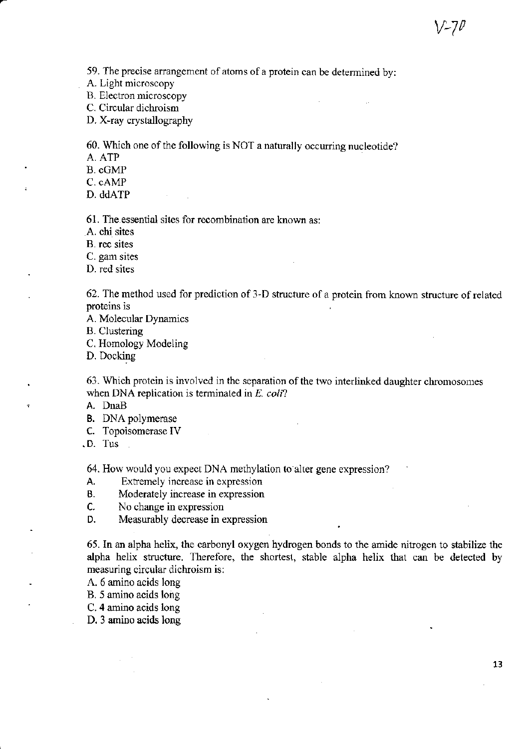V-70

59. The precise arrangement of atoms of a protein can be determined by:
A. Light microscopy
B. Electron microscopy
C. Circular dichroism
D. X-ray crystallography

60. Which one of the following is NOT a naturally occurring nucleotide?
A. ATP
B. cGMP
C. cAMP
D. ddATP

61. The essential sites for recombination are known as:
A. chi sites
B. rec sites
C. gam sites
D. red sites

62. The method used for prediction of 3-D structure of a protein from known structure of related proteins is
A. Molecular Dynamics
B. Clustering
C. Homology Modeling
D. Docking

63. Which protein is involved in the separation of the two interlinked daughter chromosomes when DNA replication is terminated in *E. coli*?
A. DnaB
B. DNA polymerase
C. Topoisomerase IV
D. Tus

64. How would you expect DNA methylation to alter gene expression?
A. Extremely increase in expression
B. Moderately increase in expression
C. No change in expression
D. Measurably decrease in expression

65. In an alpha helix, the carbonyl oxygen hydrogen bonds to the amide nitrogen to stabilize the alpha helix structure. Therefore, the shortest, stable alpha helix that can be detected by measuring circular dichroism is:
A. 6 amino acids long
B. 5 amino acids long
C. 4 amino acids long
D. 3 amino acids long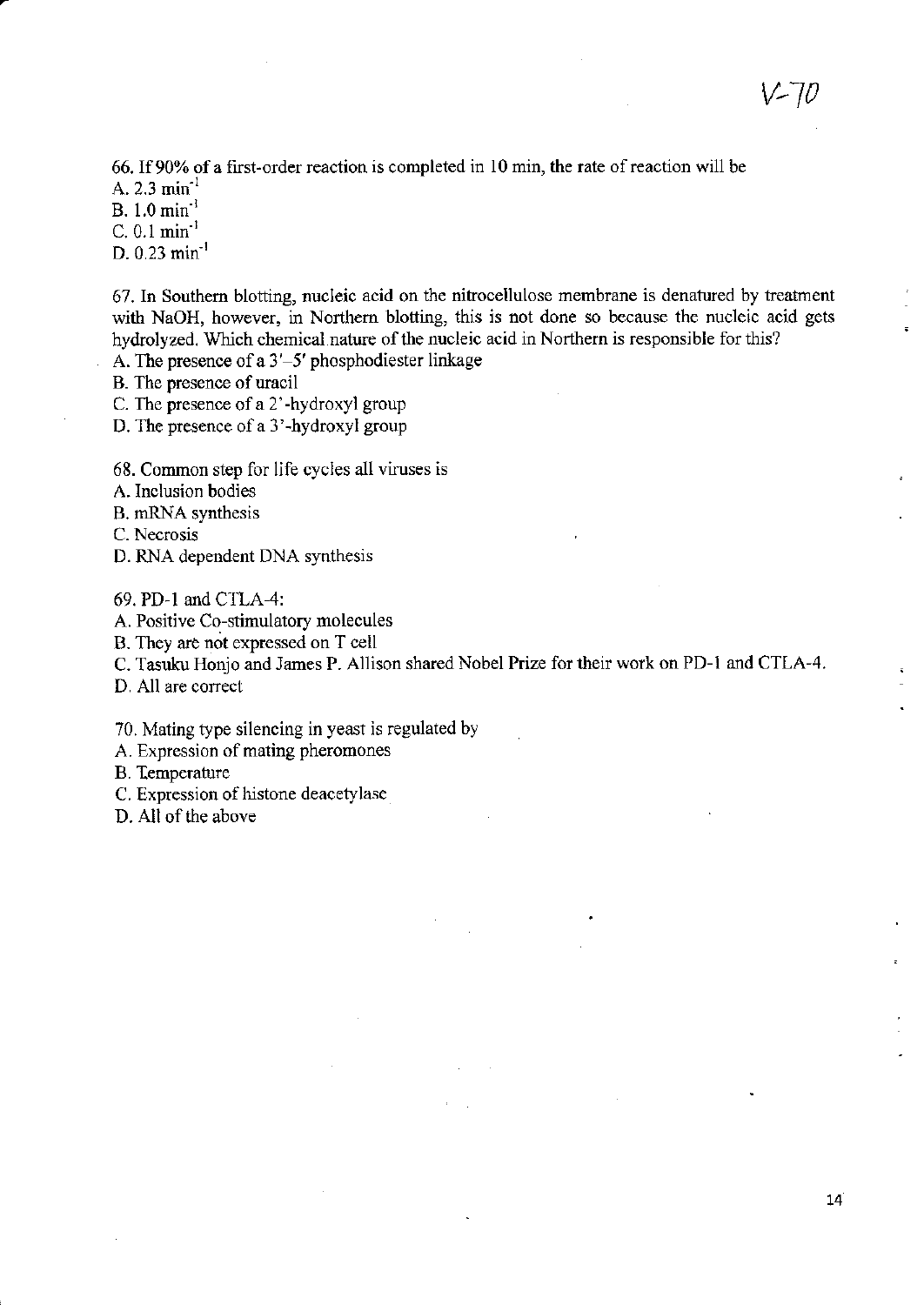66. If 90% of a first-order reaction is completed in 10 min, the rate of reaction will be

A. 2.3 $min^{-1}$

B. 1.0 $min^{-1}$

C. 0.1 $min^{-1}$

D. 0.23 $min^{-1}$

67. In Southern blotting, nucleic acid on the nitrocellulose membrane is denatured by treatment with NaOH, however, in Northern blotting, this is not done so because the nucleic acid gets hydrolyzed. Which chemical nature of the nucleic acid in Northern is responsible for this?

A. The presence of a 3′–5′ phosphodiester linkage

B. The presence of uracil

C. The presence of a 2'-hydroxyl group

D. The presence of a 3'-hydroxyl group

68. Common step for life cycles all viruses is

A. Inclusion bodies

B. mRNA synthesis

C. Necrosis

D. RNA dependent DNA synthesis

69. PD-1 and CTLA-4:

A. Positive Co-stimulatory molecules

B. They are not expressed on T cell

C. Tasuku Honjo and James P. Allison shared Nobel Prize for their work on PD-1 and CTLA-4.

D. All are correct

70. Mating type silencing in yeast is regulated by

A. Expression of mating pheromones

B. Temperature

C. Expression of histone deacetylase

D. All of the above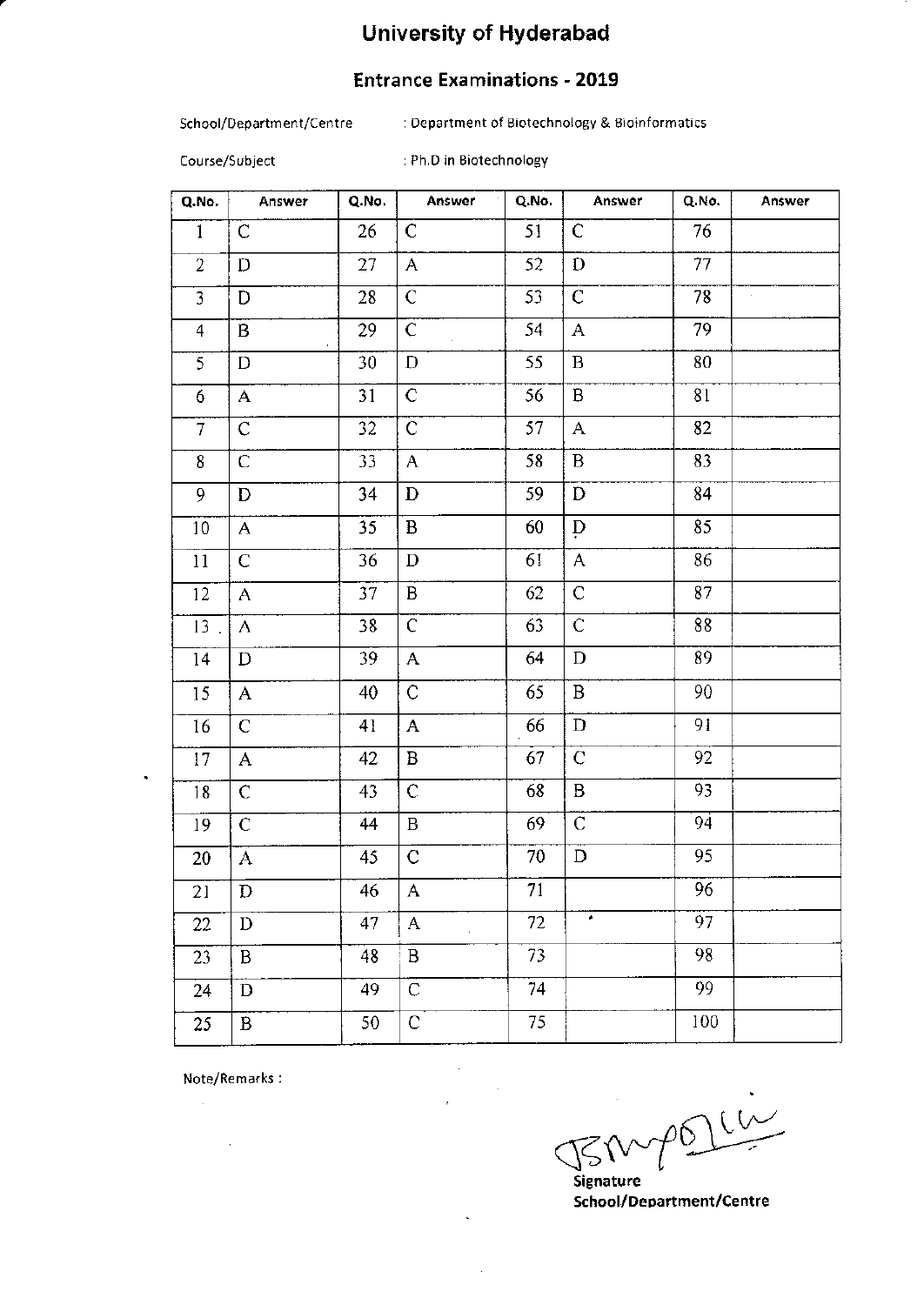# University of Hyderabad

## Entrance Examinations - 2019

School/Department/Centre : Department of Biotechnology & Bioinformatics

Course/Subject : Ph.D in Biotechnology

| Q.No. | Answer | Q.No. | Answer | Q.No. | Answer | Q.No. | Answer |
|---|---|---|---|---|---|---|---|
| 1 | C | 26 | C | 51 | C | 76 | |
| 2 | D | 27 | A | 52 | D | 77 | |
| 3 | D | 28 | C | 53 | C | 78 | |
| 4 | B | 29 | C | 54 | A | 79 | |
| 5 | D | 30 | D | 55 | B | 80 | |
| 6 | A | 31 | C | 56 | B | 81 | |
| 7 | C | 32 | C | 57 | A | 82 | |
| 8 | C | 33 | A | 58 | B | 83 | |
| 9 | D | 34 | D | 59 | D | 84 | |
| 10 | A | 35 | B | 60 | D | 85 | |
| 11 | C | 36 | D | 61 | A | 86 | |
| 12 | A | 37 | B | 62 | C | 87 | |
| 13 | A | 38 | C | 63 | C | 88 | |
| 14 | D | 39 | A | 64 | D | 89 | |
| 15 | A | 40 | C | 65 | B | 90 | |
| 16 | C | 41 | A | 66 | D | 91 | |
| 17 | A | 42 | B | 67 | C | 92 | |
| 18 | C | 43 | C | 68 | B | 93 | |
| 19 | C | 44 | B | 69 | C | 94 | |
| 20 | A | 45 | C | 70 | D | 95 | |
| 21 | D | 46 | A | 71 | | 96 | |
| 22 | D | 47 | A | 72 | | 97 | |
| 23 | B | 48 | B | 73 | | 98 | |
| 24 | D | 49 | C | 74 | | 99 | |
| 25 | B | 50 | C | 75 | | 100 | |

Note/Remarks :

Signature
School/Department/Centre